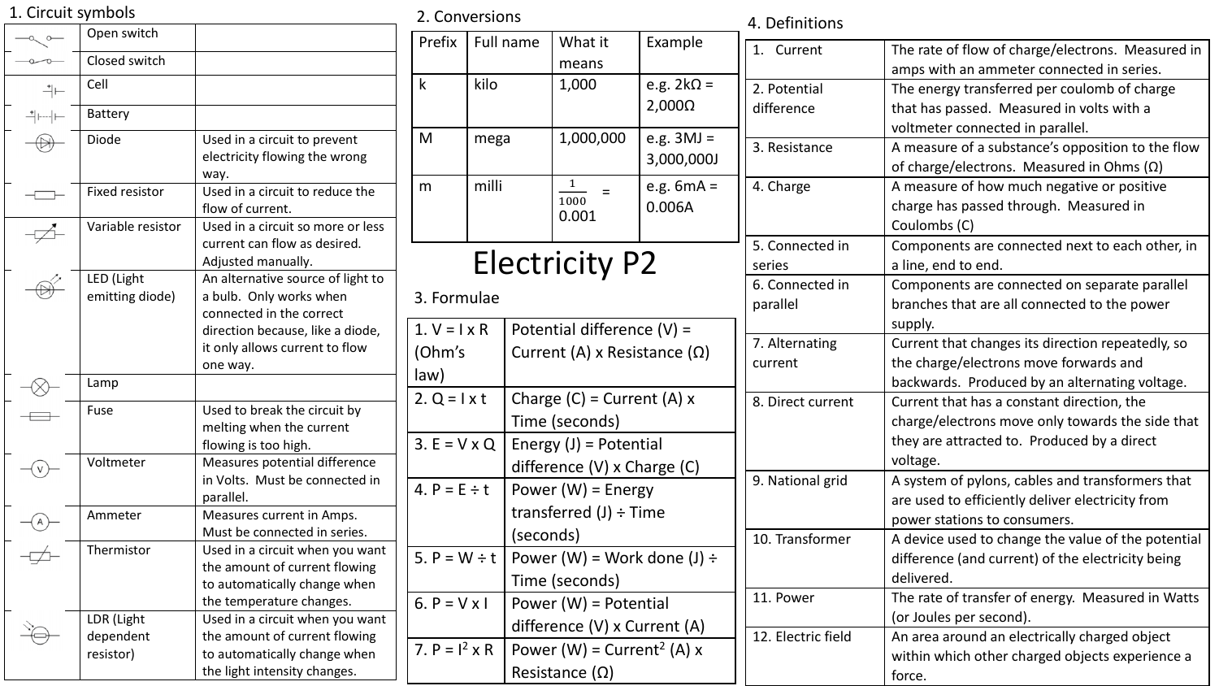# Electricity P2

## 1. Circuit symbols

| Symbol | Name | Description |
|---|---|---|
| | Open switch | |
| | Closed switch | |
| | Cell | |
| | Battery | |
| | Diode | Used in a circuit to prevent electricity flowing the wrong way. |
| | Fixed resistor | Used in a circuit to reduce the flow of current. |
| | Variable resistor | Used in a circuit so more or less current can flow as desired. Adjusted manually. |
| | LED (Light emitting diode) | An alternative source of light to a bulb. Only works when connected in the correct direction because, like a diode, it only allows current to flow one way. |
| | Lamp | |
| | Fuse | Used to break the circuit by melting when the current flowing is too high. |
| | Voltmeter | Measures potential difference in Volts. Must be connected in parallel. |
| | Ammeter | Measures current in Amps. Must be connected in series. |
| | Thermistor | Used in a circuit when you want the amount of current flowing to automatically change when the temperature changes. |
| | LDR (Light dependent resistor) | Used in a circuit when you want the amount of current flowing to automatically change when the light intensity changes. |

## 2. Conversions

| Prefix | Full name | What it means | Example |
|---|---|---|---|
| k | kilo | 1,000 | e.g. 2kΩ = 2,000Ω |
| M | mega | 1,000,000 | e.g. 3MJ = 3,000,000J |
| m | milli | $\frac{1}{1000}$ = 0.001 | e.g. 6mA = 0.006A |

## 3. Formulae

| Formula | Meaning |
|---|---|
| 1. $V = I \times R$ (Ohm's law) | Potential difference (V) = Current (A) x Resistance (Ω) |
| 2. $Q = I \times t$ | Charge (C) = Current (A) x Time (seconds) |
| 3. $E = V \times Q$ | Energy (J) = Potential difference (V) x Charge (C) |
| 4. $P = E \div t$ | Power (W) = Energy transferred (J) ÷ Time (seconds) |
| 5. $P = W \div t$ | Power (W) = Work done (J) ÷ Time (seconds) |
| 6. $P = V \times I$ | Power (W) = Potential difference (V) x Current (A) |
| 7. $P = I^2 \times R$ | Power (W) = Current$^2$ (A) x Resistance (Ω) |

## 4. Definitions

| Term | Definition |
|---|---|
| 1. Current | The rate of flow of charge/electrons. Measured in amps with an ammeter connected in series. |
| 2. Potential difference | The energy transferred per coulomb of charge that has passed. Measured in volts with a voltmeter connected in parallel. |
| 3. Resistance | A measure of a substance's opposition to the flow of charge/electrons. Measured in Ohms (Ω) |
| 4. Charge | A measure of how much negative or positive charge has passed through. Measured in Coulombs (C) |
| 5. Connected in series | Components are connected next to each other, in a line, end to end. |
| 6. Connected in parallel | Components are connected on separate parallel branches that are all connected to the power supply. |
| 7. Alternating current | Current that changes its direction repeatedly, so the charge/electrons move forwards and backwards. Produced by an alternating voltage. |
| 8. Direct current | Current that has a constant direction, the charge/electrons move only towards the side that they are attracted to. Produced by a direct voltage. |
| 9. National grid | A system of pylons, cables and transformers that are used to efficiently deliver electricity from power stations to consumers. |
| 10. Transformer | A device used to change the value of the potential difference (and current) of the electricity being delivered. |
| 11. Power | The rate of transfer of energy. Measured in Watts (or Joules per second). |
| 12. Electric field | An area around an electrically charged object within which other charged objects experience a force. |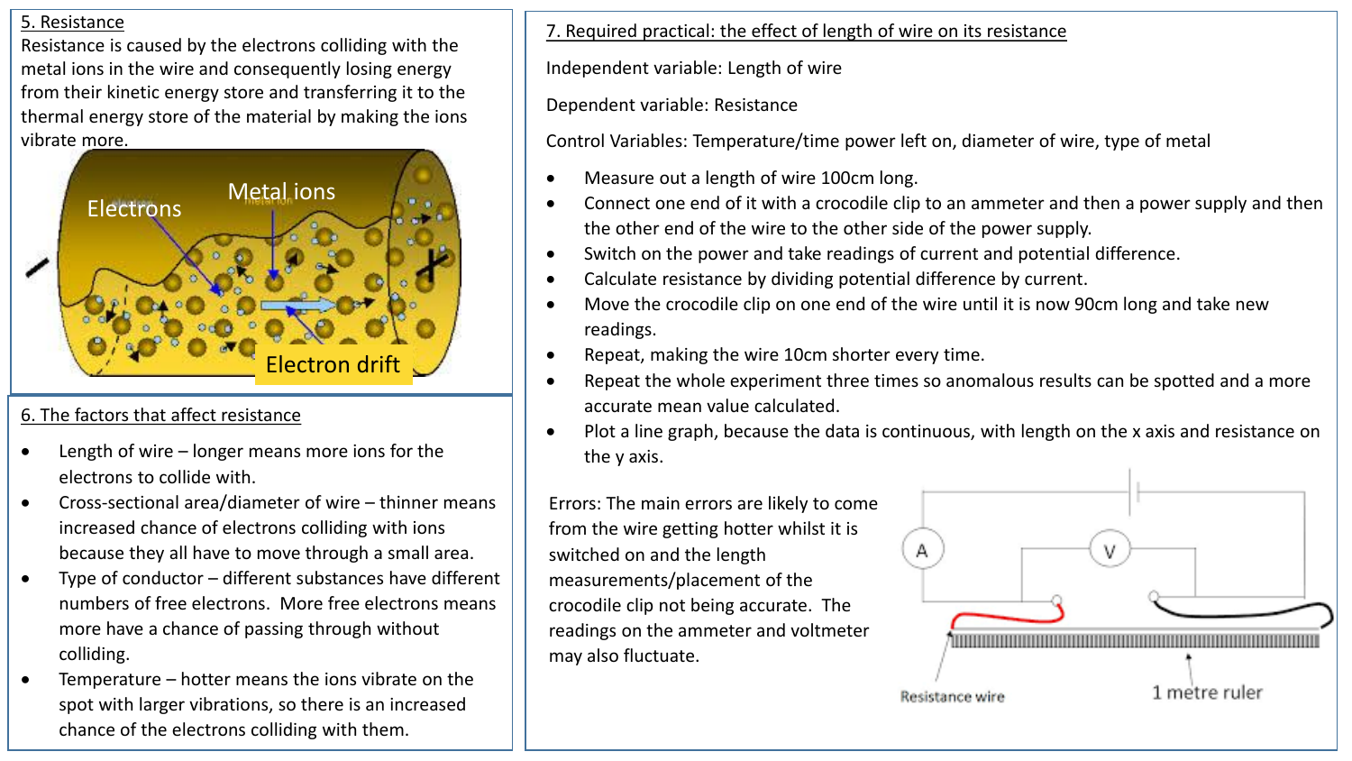## 5. Resistance

Resistance is caused by the electrons colliding with the metal ions in the wire and consequently losing energy from their kinetic energy store and transferring it to the thermal energy store of the material by making the ions vibrate more.

Electrons

Metal ions

Electron drift

## 6. The factors that affect resistance

- Length of wire – longer means more ions for the electrons to collide with.
- Cross-sectional area/diameter of wire – thinner means increased chance of electrons colliding with ions because they all have to move through a small area.
- Type of conductor – different substances have different numbers of free electrons. More free electrons means more have a chance of passing through without colliding.
- Temperature – hotter means the ions vibrate on the spot with larger vibrations, so there is an increased chance of the electrons colliding with them.

## 7. Required practical: the effect of length of wire on its resistance

Independent variable: Length of wire

Dependent variable: Resistance

Control Variables: Temperature/time power left on, diameter of wire, type of metal

- Measure out a length of wire 100cm long.
- Connect one end of it with a crocodile clip to an ammeter and then a power supply and then the other end of the wire to the other side of the power supply.
- Switch on the power and take readings of current and potential difference.
- Calculate resistance by dividing potential difference by current.
- Move the crocodile clip on one end of the wire until it is now 90cm long and take new readings.
- Repeat, making the wire 10cm shorter every time.
- Repeat the whole experiment three times so anomalous results can be spotted and a more accurate mean value calculated.
- Plot a line graph, because the data is continuous, with length on the x axis and resistance on the y axis.

Errors: The main errors are likely to come from the wire getting hotter whilst it is switched on and the length measurements/placement of the crocodile clip not being accurate. The readings on the ammeter and voltmeter may also fluctuate.

A V

Resistance wire

1 metre ruler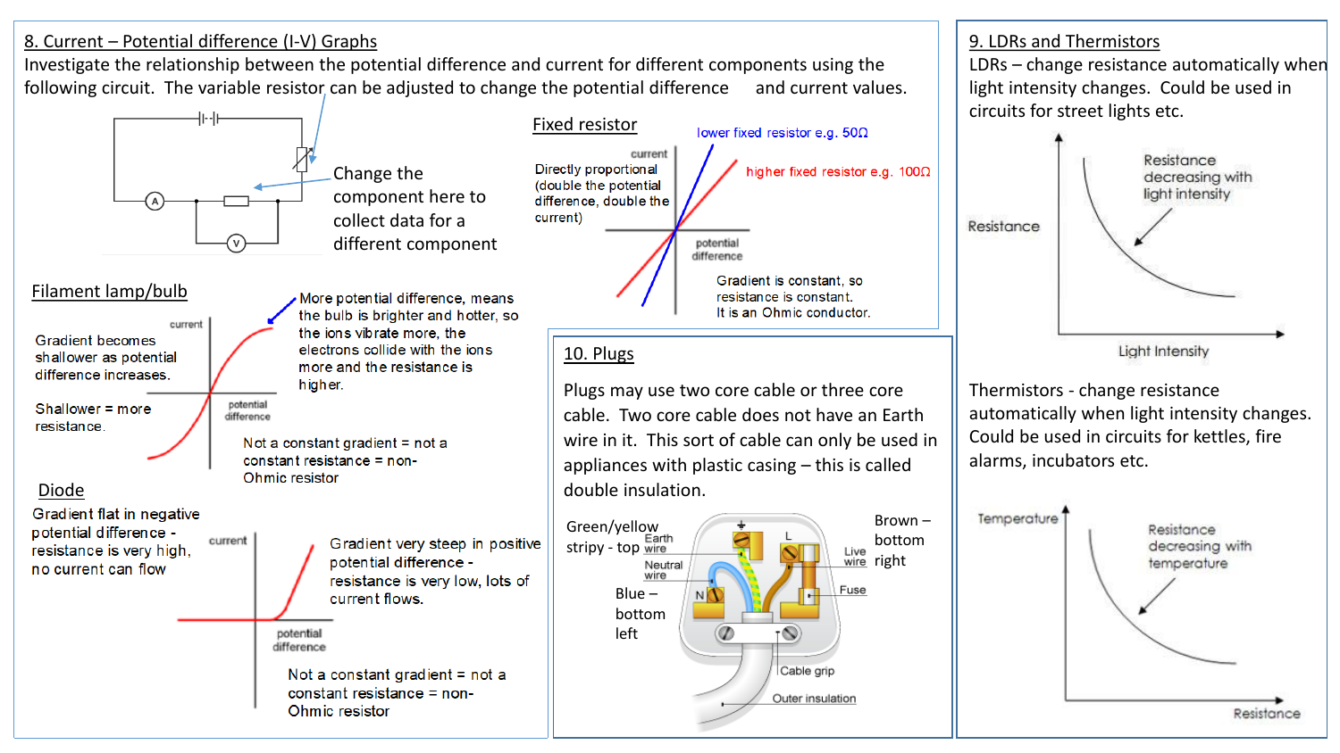## 8. Current – Potential difference (I-V) Graphs

Investigate the relationship between the potential difference and current for different components using the following circuit. The variable resistor can be adjusted to change the potential difference and current values.

Change the component here to collect data for a different component

### Fixed resistor

Directly proportional (double the potential difference, double the current)

lower fixed resistor e.g. 50Ω

higher fixed resistor e.g. 100Ω

Gradient is constant, so resistance is constant. It is an Ohmic conductor.

### Filament lamp/bulb

Gradient becomes shallower as potential difference increases.

Shallower = more resistance.

More potential difference, means the bulb is brighter and hotter, so the ions vibrate more, the electrons collide with the ions more and the resistance is higher.

Not a constant gradient = not a constant resistance = non-Ohmic resistor

### Diode

Gradient flat in negative potential difference - resistance is very high, no current can flow

Gradient very steep in positive potential difference - resistance is very low, lots of current flows.

Not a constant gradient = not a constant resistance = non-Ohmic resistor

## 10. Plugs

Plugs may use two core cable or three core cable. Two core cable does not have an Earth wire in it. This sort of cable can only be used in appliances with plastic casing – this is called double insulation.

Green/yellow stripy - top

Brown – bottom right

Blue – bottom left

Earth wire, Neutral wire, Live wire, Fuse, Cable grip, Outer insulation

## 9. LDRs and Thermistors

LDRs – change resistance automatically when light intensity changes. Could be used in circuits for street lights etc.

Resistance decreasing with light intensity

Thermistors - change resistance automatically when light intensity changes. Could be used in circuits for kettles, fire alarms, incubators etc.

Resistance decreasing with temperature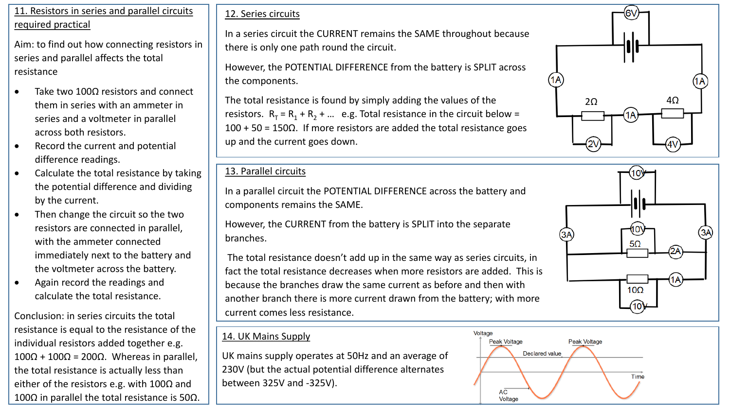## 11. Resistors in series and parallel circuits required practical

Aim: to find out how connecting resistors in series and parallel affects the total resistance

- Take two 100Ω resistors and connect them in series with an ammeter in series and a voltmeter in parallel across both resistors.
- Record the current and potential difference readings.
- Calculate the total resistance by taking the potential difference and dividing by the current.
- Then change the circuit so the two resistors are connected in parallel, with the ammeter connected immediately next to the battery and the voltmeter across the battery.
- Again record the readings and calculate the total resistance.

Conclusion: in series circuits the total resistance is equal to the resistance of the individual resistors added together e.g. 100Ω + 100Ω = 200Ω. Whereas in parallel, the total resistance is actually less than either of the resistors e.g. with 100Ω and 100Ω in parallel the total resistance is 50Ω.

## 12. Series circuits

In a series circuit the CURRENT remains the SAME throughout because there is only one path round the circuit.

However, the POTENTIAL DIFFERENCE from the battery is SPLIT across the components.

The total resistance is found by simply adding the values of the resistors. $R_T = R_1 + R_2 + \ldots$ e.g. Total resistance in the circuit below = 100 + 50 = 150Ω. If more resistors are added the total resistance goes up and the current goes down.

6V, 1A, 1A, 2Ω, 1A, 4Ω, 2V, 4V

## 13. Parallel circuits

In a parallel circuit the POTENTIAL DIFFERENCE across the battery and components remains the SAME.

However, the CURRENT from the battery is SPLIT into the separate branches.

The total resistance doesn't add up in the same way as series circuits, in fact the total resistance decreases when more resistors are added. This is because the branches draw the same current as before and then with another branch there is more current drawn from the battery; with more current comes less resistance.

10V, 3A, 10V, 5Ω, 3A, 2A, 1A, 10Ω, 10V

## 14. UK Mains Supply

UK mains supply operates at 50Hz and an average of 230V (but the actual potential difference alternates between 325V and -325V).

Voltage, Peak Voltage, Peak Voltage, Declared value, Time, AC Voltage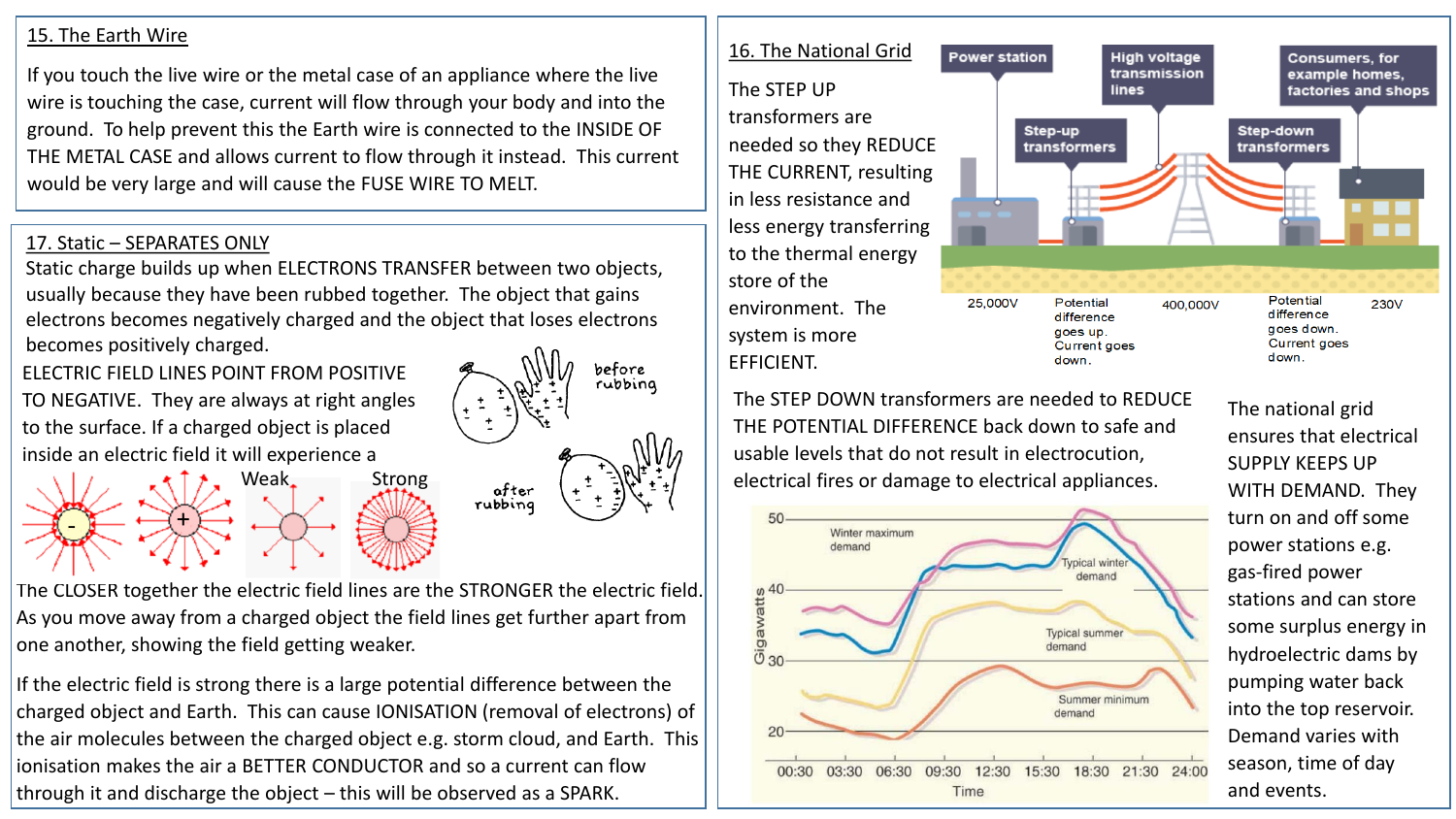## 15. The Earth Wire

If you touch the live wire or the metal case of an appliance where the live wire is touching the case, current will flow through your body and into the ground. To help prevent this the Earth wire is connected to the INSIDE OF THE METAL CASE and allows current to flow through it instead. This current would be very large and will cause the FUSE WIRE TO MELT.

## 16. The National Grid

The STEP UP transformers are needed so they REDUCE THE CURRENT, resulting in less resistance and less energy transferring to the thermal energy store of the environment. The system is more EFFICIENT.

Power station
High voltage transmission lines
Consumers, for example homes, factories and shops
Step-up transformers
Step-down transformers
25,000V
Potential difference goes up. Current goes down.
400,000V
Potential difference goes down. Current goes down.
230V

The STEP DOWN transformers are needed to REDUCE THE POTENTIAL DIFFERENCE back down to safe and usable levels that do not result in electrocution, electrical fires or damage to electrical appliances.

Winter maximum demand
Typical winter demand
Typical summer demand
Summer minimum demand
Gigawatts
50
40
30
20
00:30 03:30 06:30 09:30 12:30 15:30 18:30 21:30 24:00
Time

The national grid ensures that electrical SUPPLY KEEPS UP WITH DEMAND. They turn on and off some power stations e.g. gas-fired power stations and can store some surplus energy in hydroelectric dams by pumping water back into the top reservoir. Demand varies with season, time of day and events.

## 17. Static – SEPARATES ONLY

Static charge builds up when ELECTRONS TRANSFER between two objects, usually because they have been rubbed together. The object that gains electrons becomes negatively charged and the object that loses electrons becomes positively charged.

ELECTRIC FIELD LINES POINT FROM POSITIVE TO NEGATIVE. They are always at right angles to the surface. If a charged object is placed inside an electric field it will experience a

before rubbing
after rubbing
Weak
Strong

The CLOSER together the electric field lines are the STRONGER the electric field. As you move away from a charged object the field lines get further apart from one another, showing the field getting weaker.

If the electric field is strong there is a large potential difference between the charged object and Earth. This can cause IONISATION (removal of electrons) of the air molecules between the charged object e.g. storm cloud, and Earth. This ionisation makes the air a BETTER CONDUCTOR and so a current can flow through it and discharge the object – this will be observed as a SPARK.